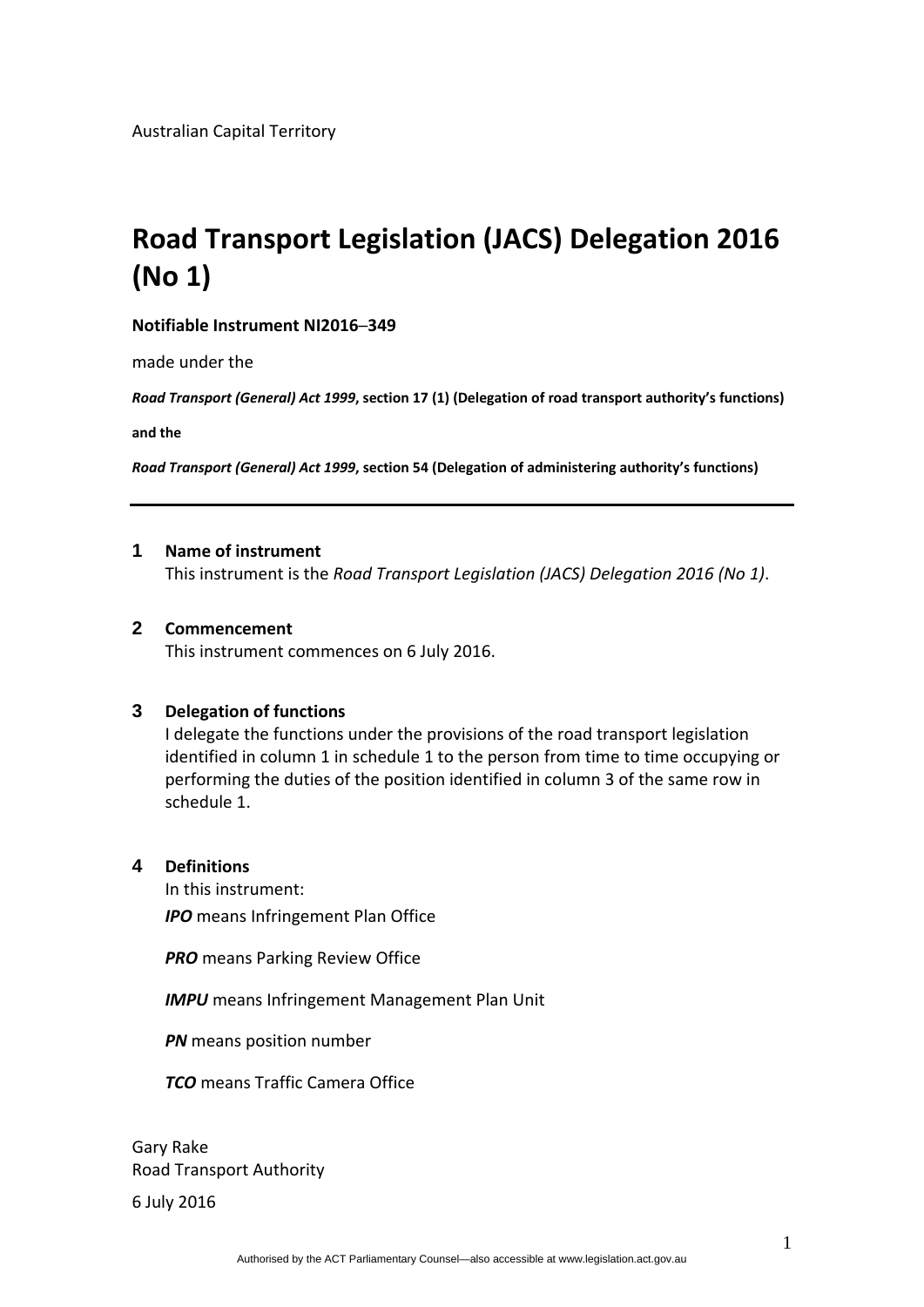Australian Capital Territory

# Road Transport Legislation (JACS) Delegation 2016 (No 1)

**Notifiable Instrument NI2016–349**

made under the

***Road Transport (General) Act 1999*, section 17 (1) (Delegation of road transport authority's functions)**

**and the**

***Road Transport (General) Act 1999*, section 54 (Delegation of administering authority's functions)**

---

## 1 Name of instrument

This instrument is the *Road Transport Legislation (JACS) Delegation 2016 (No 1)*.

## 2 Commencement

This instrument commences on 6 July 2016.

## 3 Delegation of functions

I delegate the functions under the provisions of the road transport legislation identified in column 1 in schedule 1 to the person from time to time occupying or performing the duties of the position identified in column 3 of the same row in schedule 1.

## 4 Definitions

In this instrument:

***IPO*** means Infringement Plan Office

***PRO*** means Parking Review Office

***IMPU*** means Infringement Management Plan Unit

***PN*** means position number

***TCO*** means Traffic Camera Office

Gary Rake
Road Transport Authority

6 July 2016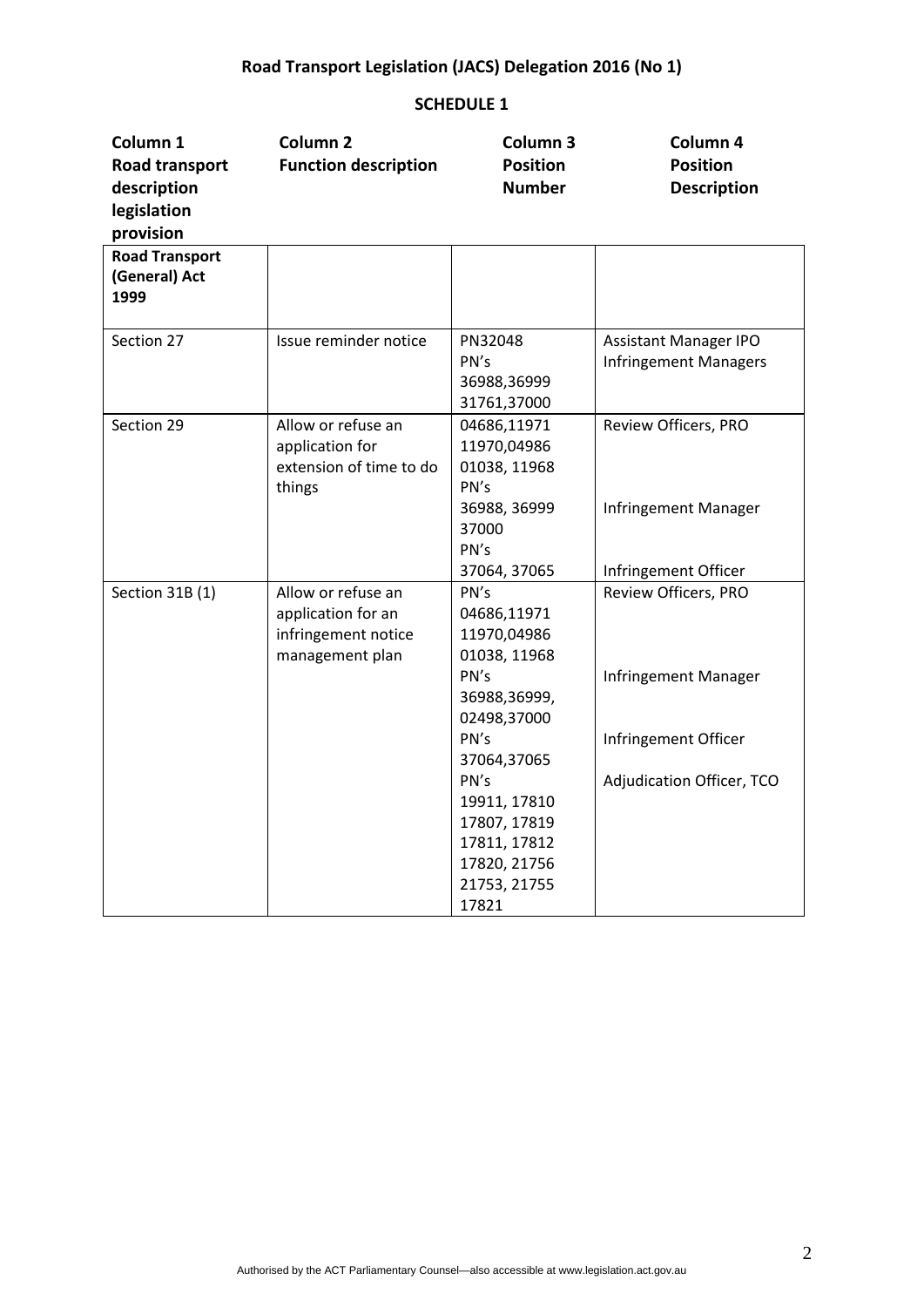# Road Transport Legislation (JACS) Delegation 2016 (No 1)

## SCHEDULE 1

| Column 1 Road transport description legislation provision | Column 2 Function description | Column 3 Position Number | Column 4 Position Description |
|---|---|---|---|
| **Road Transport (General) Act 1999** | | | |
| Section 27 | Issue reminder notice | PN32048 PN's 36988,36999 31761,37000 | Assistant Manager IPO Infringement Managers |
| Section 29 | Allow or refuse an application for extension of time to do things | 04686,11971 11970,04986 01038, 11968 PN's 36988, 36999 37000 PN's 37064, 37065 | Review Officers, PRO Infringement Manager Infringement Officer |
| Section 31B (1) | Allow or refuse an application for an infringement notice management plan | PN's 04686,11971 11970,04986 01038, 11968 PN's 36988,36999, 02498,37000 PN's 37064,37065 PN's 19911, 17810 17807, 17819 17811, 17812 17820, 21756 21753, 21755 17821 | Review Officers, PRO Infringement Manager Infringement Officer Adjudication Officer, TCO |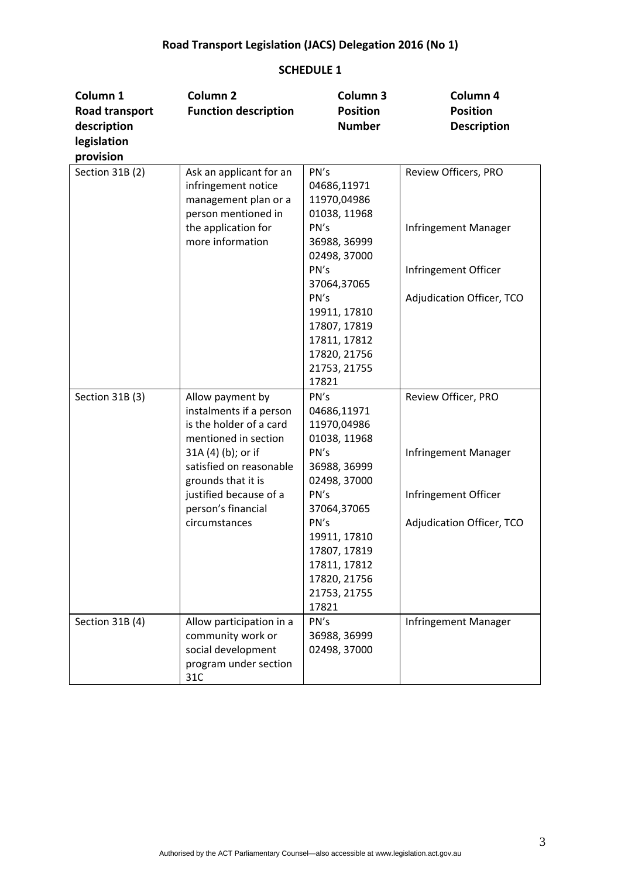**Road Transport Legislation (JACS) Delegation 2016 (No 1)**

**SCHEDULE 1**

| Column 1 Road transport description legislation provision | Column 2 Function description | Column 3 Position Number | Column 4 Position Description |
|---|---|---|---|
| Section 31B (2) | Ask an applicant for an infringement notice management plan or a person mentioned in the application for more information | PN's 04686,11971 11970,04986 01038, 11968 | Review Officers, PRO |
| | | PN's 36988, 36999 02498, 37000 | Infringement Manager |
| | | PN's 37064,37065 | Infringement Officer |
| | | PN's 19911, 17810 17807, 17819 17811, 17812 17820, 21756 21753, 21755 17821 | Adjudication Officer, TCO |
| Section 31B (3) | Allow payment by instalments if a person is the holder of a card mentioned in section 31A (4) (b); or if satisfied on reasonable grounds that it is justified because of a person's financial circumstances | PN's 04686,11971 11970,04986 01038, 11968 | Review Officer, PRO |
| | | PN's 36988, 36999 02498, 37000 | Infringement Manager |
| | | PN's 37064,37065 | Infringement Officer |
| | | PN's 19911, 17810 17807, 17819 17811, 17812 17820, 21756 21753, 21755 17821 | Adjudication Officer, TCO |
| Section 31B (4) | Allow participation in a community work or social development program under section 31C | PN's 36988, 36999 02498, 37000 | Infringement Manager |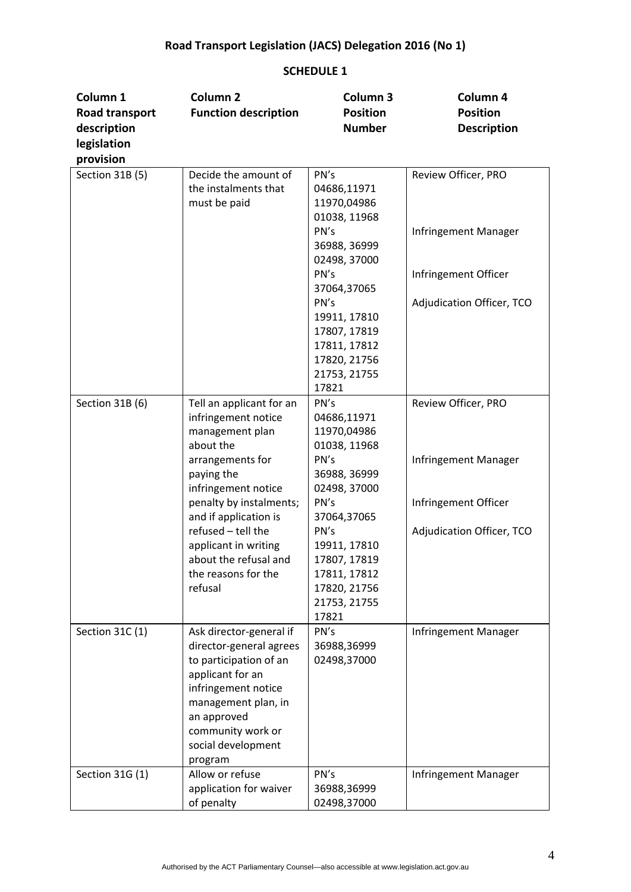**Road Transport Legislation (JACS) Delegation 2016 (No 1)**

**SCHEDULE 1**

| Column 1 Road transport description legislation provision | Column 2 Function description | Column 3 Position Number | Column 4 Position Description |
|---|---|---|---|
| Section 31B (5) | Decide the amount of the instalments that must be paid | PN's 04686,11971 11970,04986 01038, 11968 | Review Officer, PRO |
| | | PN's 36988, 36999 02498, 37000 | Infringement Manager |
| | | PN's 37064,37065 | Infringement Officer |
| | | PN's 19911, 17810 17807, 17819 17811, 17812 17820, 21756 21753, 21755 17821 | Adjudication Officer, TCO |
| Section 31B (6) | Tell an applicant for an infringement notice management plan about the arrangements for paying the infringement notice penalty by instalments; and if application is refused – tell the applicant in writing about the refusal and the reasons for the refusal | PN's 04686,11971 11970,04986 01038, 11968 | Review Officer, PRO |
| | | PN's 36988, 36999 02498, 37000 | Infringement Manager |
| | | PN's 37064,37065 | Infringement Officer |
| | | PN's 19911, 17810 17807, 17819 17811, 17812 17820, 21756 21753, 21755 17821 | Adjudication Officer, TCO |
| Section 31C (1) | Ask director-general if director-general agrees to participation of an applicant for an infringement notice management plan, in an approved community work or social development program | PN's 36988,36999 02498,37000 | Infringement Manager |
| Section 31G (1) | Allow or refuse application for waiver of penalty | PN's 36988,36999 02498,37000 | Infringement Manager |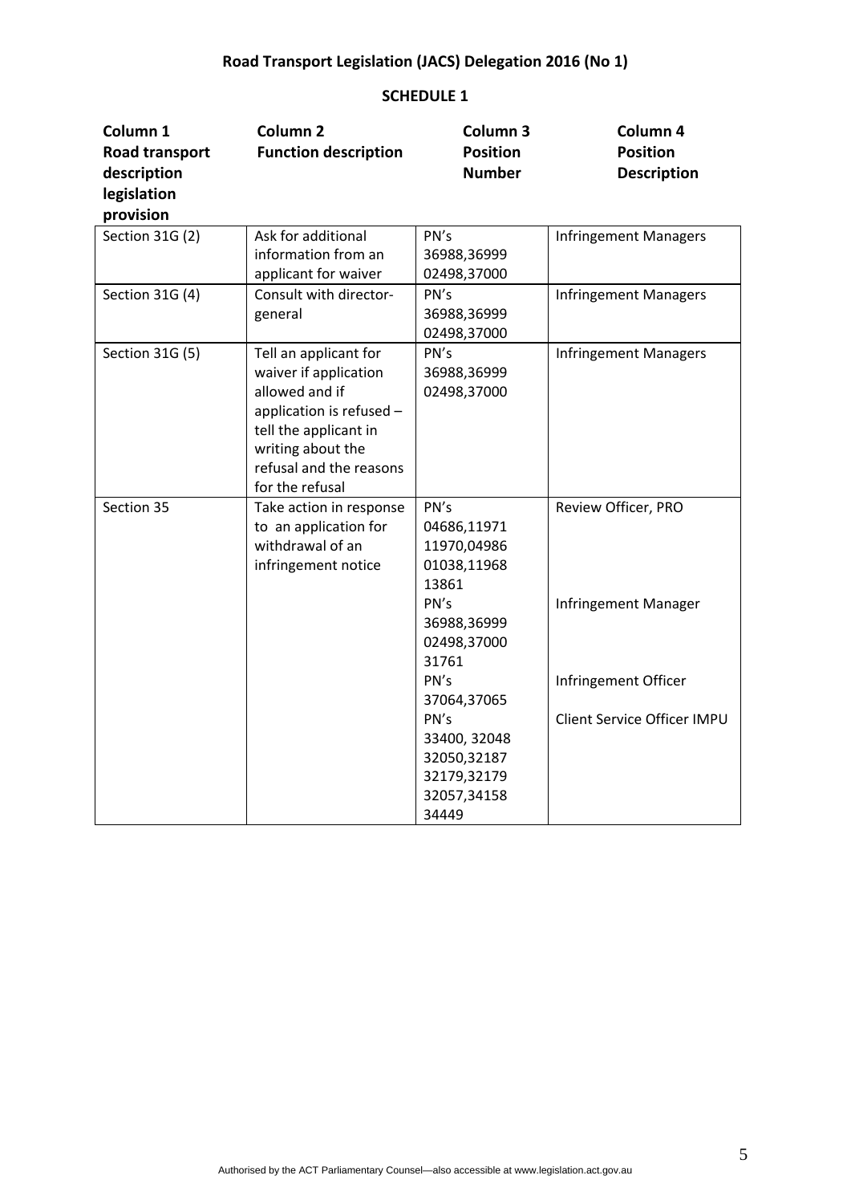# Road Transport Legislation (JACS) Delegation 2016 (No 1)

## SCHEDULE 1

| Column 1 Road transport description legislation provision | Column 2 Function description | Column 3 Position Number | Column 4 Position Description |
|---|---|---|---|
| Section 31G (2) | Ask for additional information from an applicant for waiver | PN's 36988,36999 02498,37000 | Infringement Managers |
| Section 31G (4) | Consult with director-general | PN's 36988,36999 02498,37000 | Infringement Managers |
| Section 31G (5) | Tell an applicant for waiver if application allowed and if application is refused – tell the applicant in writing about the refusal and the reasons for the refusal | PN's 36988,36999 02498,37000 | Infringement Managers |
| Section 35 | Take action in response to an application for withdrawal of an infringement notice | PN's 04686,11971 11970,04986 01038,11968 13861 | Review Officer, PRO |
| | | PN's 36988,36999 02498,37000 31761 | Infringement Manager |
| | | PN's 37064,37065 | Infringement Officer |
| | | PN's 33400, 32048 32050,32187 32179,32179 32057,34158 34449 | Client Service Officer IMPU |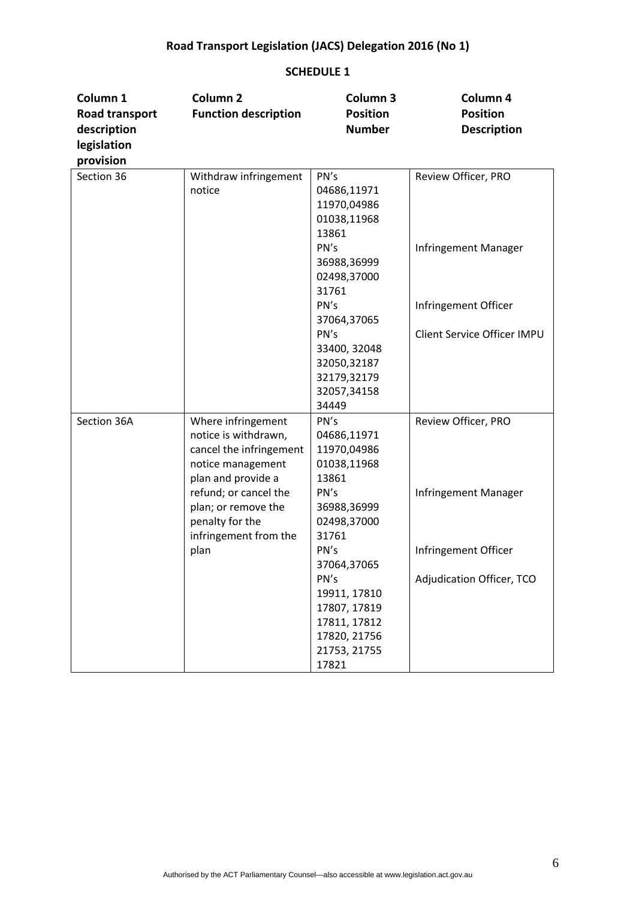**Road Transport Legislation (JACS) Delegation 2016 (No 1)**

**SCHEDULE 1**

| Column 1 Road transport description legislation provision | Column 2 Function description | Column 3 Position Number | Column 4 Position Description |
|---|---|---|---|
| Section 36 | Withdraw infringement notice | PN's 04686,11971 11970,04986 01038,11968 13861 | Review Officer, PRO |
| | | PN's 36988,36999 02498,37000 31761 | Infringement Manager |
| | | PN's 37064,37065 | Infringement Officer |
| | | PN's 33400, 32048 32050,32187 32179,32179 32057,34158 34449 | Client Service Officer IMPU |
| Section 36A | Where infringement notice is withdrawn, cancel the infringement notice management plan and provide a refund; or cancel the plan; or remove the penalty for the infringement from the plan | PN's 04686,11971 11970,04986 01038,11968 13861 | Review Officer, PRO |
| | | PN's 36988,36999 02498,37000 31761 | Infringement Manager |
| | | PN's 37064,37065 | Infringement Officer |
| | | PN's 19911, 17810 17807, 17819 17811, 17812 17820, 21756 21753, 21755 17821 | Adjudication Officer, TCO |

Authorised by the ACT Parliamentary Counsel—also accessible at www.legislation.act.gov.au